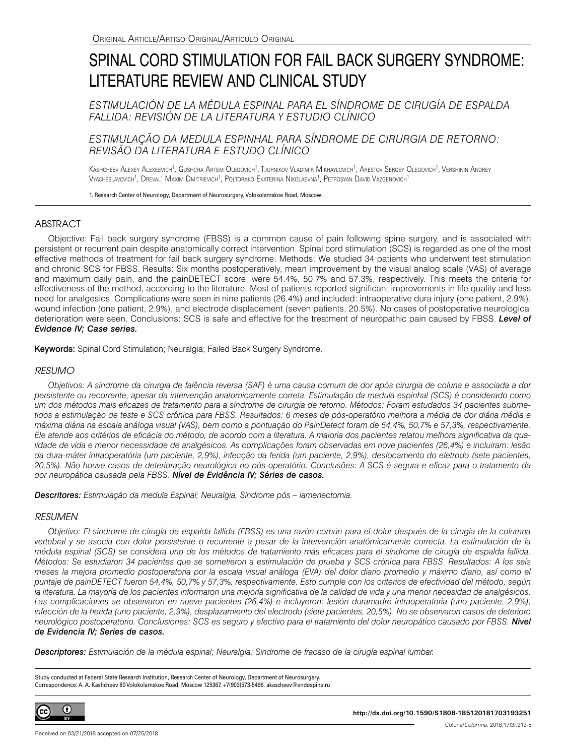Original Article/Artigo Original/Artículo Original

# SPINAL CORD STIMULATION FOR FAIL BACK SURGERY SYNDROME: LITERATURE REVIEW AND CLINICAL STUDY

*ESTIMULACIÓN DE LA MÉDULA ESPINAL PARA EL SÍNDROME DE CIRUGÍA DE ESPALDA FALLIDA: REVISIÓN DE LA LITERATURA Y ESTUDIO CLÍNICO*

*ESTIMULAÇÃO DA MEDULA ESPINHAL PARA SÍNDROME DE CIRURGIA DE RETORNO: REVISÃO DA LITERATURA E ESTUDO CLÍNICO*

Kashcheev Alexey Alexeevich[1], Gushcha Artem Olegovich[1], Tjurnikov Vladimir Mikhaylovich[1], Arestov Sergey Olegovich[1], Vershinin Andrey Vyacheslavovich[1], Dreval' Maxim Dmitrievich[1], Poltorako Ekaterina Nikolaevna[1], Petrosyan David Vazgenovich[1]

1. Research Center of Neurology, Department of Neurosurgery, Volokolamskoe Road, Moscow.

## ABSTRACT

Objective: Fail back surgery syndrome (FBSS) is a common cause of pain following spine surgery, and is associated with persistent or recurrent pain despite anatomically correct intervention. Spinal cord stimulation (SCS) is regarded as one of the most effective methods of treatment for fail back surgery syndrome. Methods: We studied 34 patients who underwent test stimulation and chronic SCS for FBSS. Results: Six months postoperatively, mean improvement by the visual analog scale (VAS) of average and maximum daily pain, and the painDETECT score, were 54.4%, 50.7% and 57.3%, respectively. This meets the criteria for effectiveness of the method, according to the literature. Most of patients reported significant improvements in life quality and less need for analgesics. Complications were seen in nine patients (26.4%) and included: intraoperative dura injury (one patient, 2.9%), wound infection (one patient, 2.9%), and electrode displacement (seven patients, 20.5%). No cases of postoperative neurological deterioration were seen. Conclusions: SCS is safe and effective for the treatment of neuropathic pain caused by FBSS. ***Level of Evidence IV; Case series.***

**Keywords:** Spinal Cord Stimulation; Neuralgia; Failed Back Surgery Syndrome.

## RESUMO

*Objetivos: A síndrome da cirurgia de falência reversa (SAF) é uma causa comum de dor após cirurgia de coluna e associada a dor persistente ou recorrente, apesar da intervenção anatomicamente correta. Estimulação da medula espinhal (SCS) é considerado como um dos métodos mais eficazes de tratamento para a síndrome de cirurgia de retorno. Métodos: Foram estudados 34 pacientes submetidos a estimulação de teste e SCS crônica para FBSS. Resultados: 6 meses de pós-operatório melhora a média de dor diária média e máxima diária na escala análoga visual (VAS), bem como a pontuação do PainDetect foram de 54,4%, 50,7% e 57,3%, respectivamente. Ele atende aos critérios de eficácia do método, de acordo com a literatura. A maioria dos pacientes relatou melhora significativa da qualidade de vida e menor necessidade de analgésicos. As complicações foram observadas em nove pacientes (26,4%) e incluíram: lesão da dura-máter intraoperatória (um paciente, 2,9%), infecção da ferida (um paciente, 2,9%), deslocamento do eletrodo (sete pacientes, 20,5%). Não houve casos de deterioração neurológica no pós-operatório. Conclusões: A SCS é segura e eficaz para o tratamento da dor neuropática causada pela FBSS.* ***Nível de Evidência IV; Séries de casos.***

***Descritores:*** *Estimulação da medula Espinal; Neuralgia, Síndrome pós – lamenectomia.*

## RESUMEN

*Objetivo: El síndrome de cirugía de espalda fallida (FBSS) es una razón común para el dolor después de la cirugía de la columna vertebral y se asocia con dolor persistente o recurrente a pesar de la intervención anatómicamente correcta. La estimulación de la médula espinal (SCS) se considera uno de los métodos de tratamiento más eficaces para el síndrome de cirugía de espalda fallida. Métodos: Se estudiaron 34 pacientes que se sometieron a estimulación de prueba y SCS crónica para FBSS. Resultados: A los seis meses la mejora promedio postoperatoria por la escala visual análoga (EVA) del dolor diario promedio y máximo diario, así como el puntaje de painDETECT fueron 54,4%, 50,7% y 57,3%, respectivamente. Esto cumple con los criterios de efectividad del método, según la literatura. La mayoría de los pacientes informaron una mejoría significativa de la calidad de vida y una menor necesidad de analgésicos. Las complicaciones se observaron en nueve pacientes (26,4%) e incluyeron: lesión duramadre intraoperatoria (uno paciente, 2,9%), infección de la herida (uno paciente, 2,9%), desplazamiento del electrodo (siete pacientes, 20,5%). No se observaron casos de deterioro neurológico postoperatorio. Conclusiones: SCS es seguro y efectivo para el tratamiento del dolor neuropático causado por FBSS.* ***Nivel de Evidencia IV; Series de casos.***

***Descriptores:*** *Estimulación de la médula espinal; Neuralgia; Sindrome de fracaso de la cirugía espinal lumbar.*

Study conducted at Federal State Research Institution, Research Center of Neurology, Department of Neurosurgery.
Correspondence: A. A. Kashcheev 80 Volokolamskoe Road, Moscow 125367. +7(903)573-5496. akascheev@endospine.ru

http://dx.doi.org/10.1590/S1808-185120181703193251

Received on 03/21/2018 accepted on 07/25/2018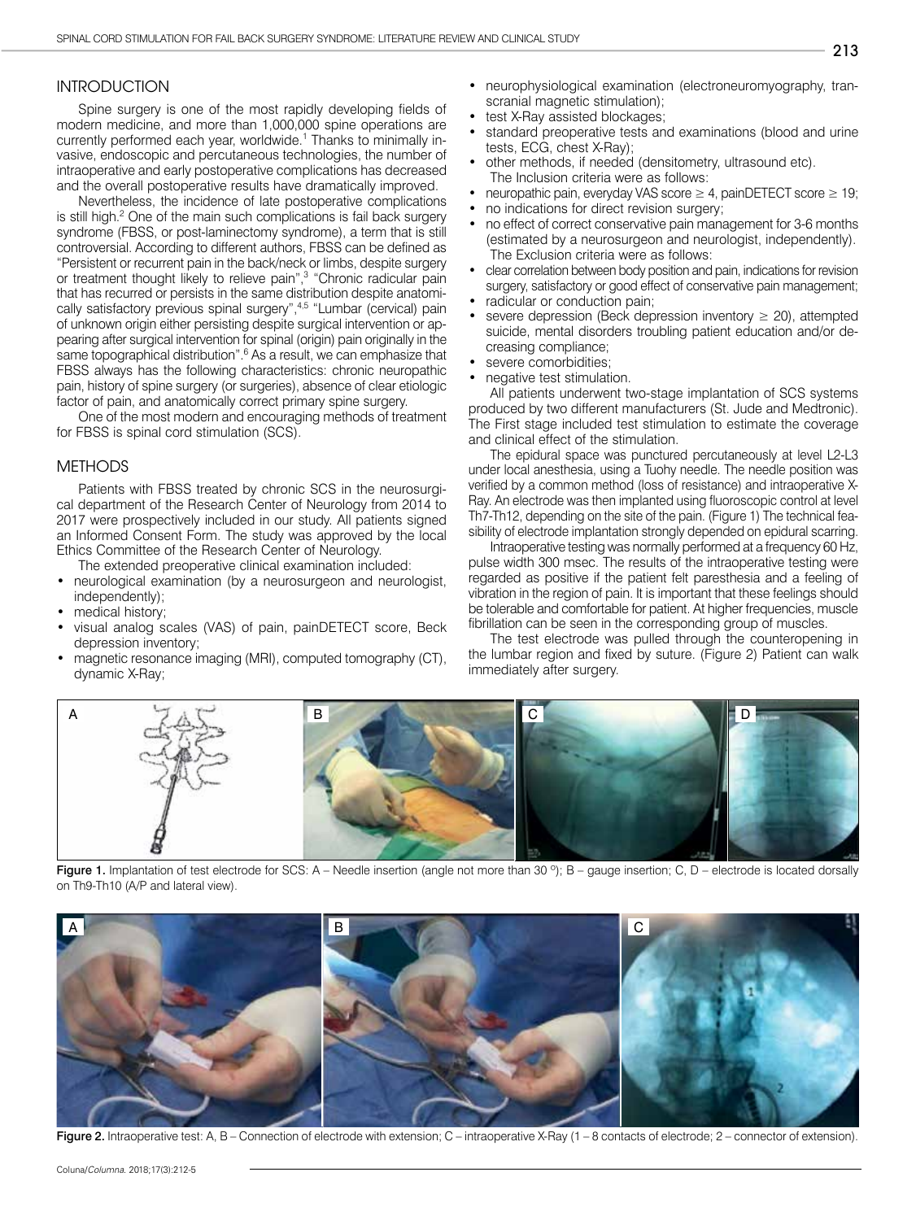## INTRODUCTION

Spine surgery is one of the most rapidly developing fields of modern medicine, and more than 1,000,000 spine operations are currently performed each year, worldwide.[1] Thanks to minimally invasive, endoscopic and percutaneous technologies, the number of intraoperative and early postoperative complications has decreased and the overall postoperative results have dramatically improved.

Nevertheless, the incidence of late postoperative complications is still high.[2] One of the main such complications is fail back surgery syndrome (FBSS, or post-laminectomy syndrome), a term that is still controversial. According to different authors, FBSS can be defined as "Persistent or recurrent pain in the back/neck or limbs, despite surgery or treatment thought likely to relieve pain",[3] "Chronic radicular pain that has recurred or persists in the same distribution despite anatomically satisfactory previous spinal surgery",[4,5] "Lumbar (cervical) pain of unknown origin either persisting despite surgical intervention or appearing after surgical intervention for spinal (origin) pain originally in the same topographical distribution".[6] As a result, we can emphasize that FBSS always has the following characteristics: chronic neuropathic pain, history of spine surgery (or surgeries), absence of clear etiologic factor of pain, and anatomically correct primary spine surgery.

One of the most modern and encouraging methods of treatment for FBSS is spinal cord stimulation (SCS).

## METHODS

Patients with FBSS treated by chronic SCS in the neurosurgical department of the Research Center of Neurology from 2014 to 2017 were prospectively included in our study. All patients signed an Informed Consent Form. The study was approved by the local Ethics Committee of the Research Center of Neurology.

The extended preoperative clinical examination included:

- neurological examination (by a neurosurgeon and neurologist, independently);
- medical history;
- visual analog scales (VAS) of pain, painDETECT score, Beck depression inventory;
- magnetic resonance imaging (MRI), computed tomography (CT), dynamic X-Ray;
- neurophysiological examination (electroneuromyography, transcranial magnetic stimulation);
- test X-Ray assisted blockages;
- standard preoperative tests and examinations (blood and urine tests, ECG, chest X-Ray);
- other methods, if needed (densitometry, ultrasound etc).

The Inclusion criteria were as follows:

- neuropathic pain, everyday VAS score ≥ 4, painDETECT score ≥ 19;
- no indications for direct revision surgery;
- no effect of correct conservative pain management for 3-6 months (estimated by a neurosurgeon and neurologist, independently).

The Exclusion criteria were as follows:

- clear correlation between body position and pain, indications for revision surgery, satisfactory or good effect of conservative pain management;
- radicular or conduction pain;
- severe depression (Beck depression inventory ≥ 20), attempted suicide, mental disorders troubling patient education and/or decreasing compliance;
- severe comorbidities;
- negative test stimulation.

All patients underwent two-stage implantation of SCS systems produced by two different manufacturers (St. Jude and Medtronic). The First stage included test stimulation to estimate the coverage and clinical effect of the stimulation.

The epidural space was punctured percutaneously at level L2-L3 under local anesthesia, using a Tuohy needle. The needle position was verified by a common method (loss of resistance) and intraoperative X-Ray. An electrode was then implanted using fluoroscopic control at level Th7-Th12, depending on the site of the pain. (Figure 1) The technical feasibility of electrode implantation strongly depended on epidural scarring.

Intraoperative testing was normally performed at a frequency 60 Hz, pulse width 300 msec. The results of the intraoperative testing were regarded as positive if the patient felt paresthesia and a feeling of vibration in the region of pain. It is important that these feelings should be tolerable and comfortable for patient. At higher frequencies, muscle fibrillation can be seen in the corresponding group of muscles.

The test electrode was pulled through the counteropening in the lumbar region and fixed by suture. (Figure 2) Patient can walk immediately after surgery.

**Figure 1.** Implantation of test electrode for SCS: A – Needle insertion (angle not more than 30 °); B – gauge insertion; C, D – electrode is located dorsally on Th9-Th10 (A/P and lateral view).

**Figure 2.** Intraoperative test: A, B – Connection of electrode with extension; C – intraoperative X-Ray (1 – 8 contacts of electrode; 2 – connector of extension).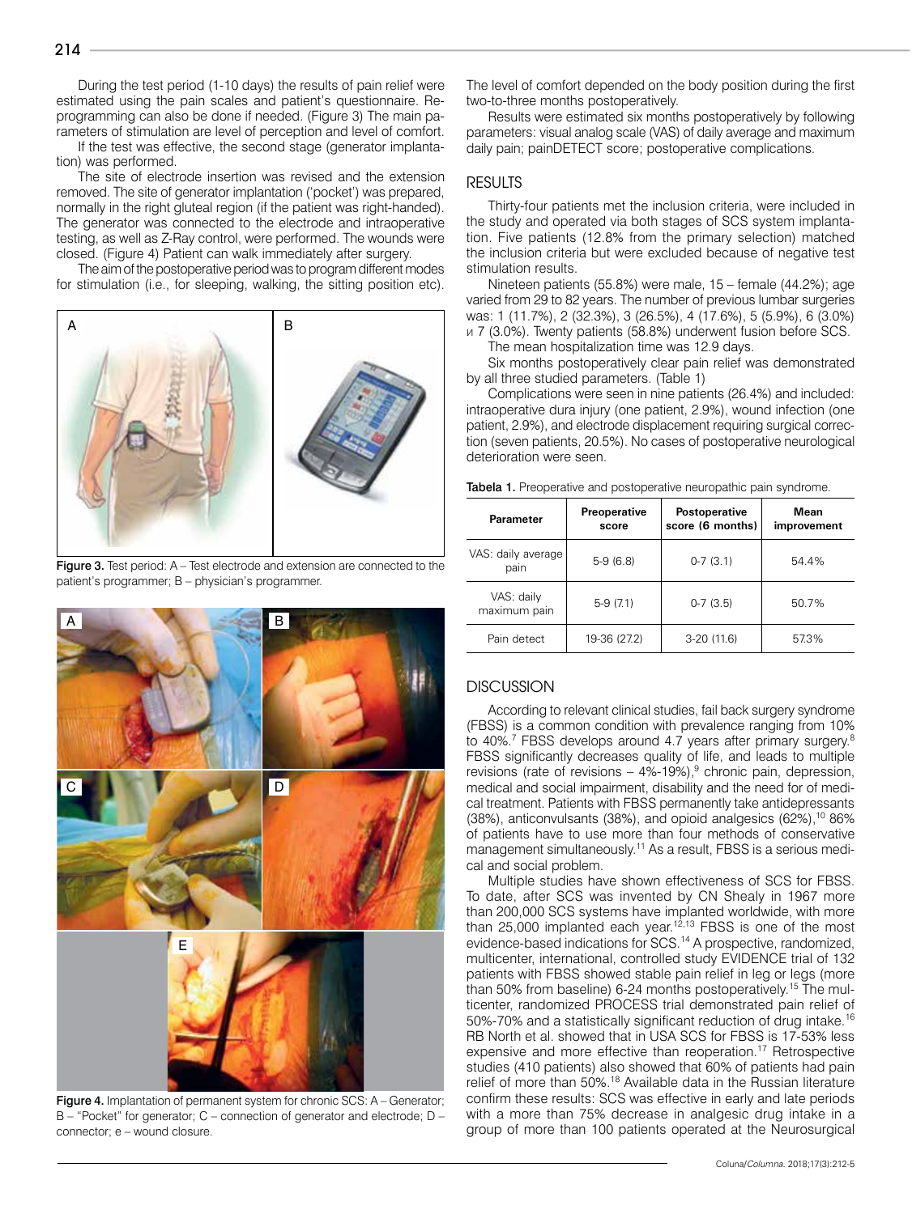During the test period (1-10 days) the results of pain relief were estimated using the pain scales and patient's questionnaire. Reprogramming can also be done if needed. (Figure 3) The main parameters of stimulation are level of perception and level of comfort.

If the test was effective, the second stage (generator implantation) was performed.

The site of electrode insertion was revised and the extension removed. The site of generator implantation ('pocket') was prepared, normally in the right gluteal region (if the patient was right-handed). The generator was connected to the electrode and intraoperative testing, as well as Z-Ray control, were performed. The wounds were closed. (Figure 4) Patient can walk immediately after surgery.

The aim of the postoperative period was to program different modes for stimulation (i.e., for sleeping, walking, the sitting position etc).

**Figure 3.** Test period: A – Test electrode and extension are connected to the patient's programmer; B – physician's programmer.

**Figure 4.** Implantation of permanent system for chronic SCS: A – Generator; B – "Pocket" for generator; C – connection of generator and electrode; D – connector; e – wound closure.

The level of comfort depended on the body position during the first two-to-three months postoperatively.

Results were estimated six months postoperatively by following parameters: visual analog scale (VAS) of daily average and maximum daily pain; painDETECT score; postoperative complications.

## RESULTS

Thirty-four patients met the inclusion criteria, were included in the study and operated via both stages of SCS system implantation. Five patients (12.8% from the primary selection) matched the inclusion criteria but were excluded because of negative test stimulation results.

Nineteen patients (55.8%) were male, 15 – female (44.2%); age varied from 29 to 82 years. The number of previous lumbar surgeries was: 1 (11.7%), 2 (32.3%), 3 (26.5%), 4 (17.6%), 5 (5.9%), 6 (3.0%) и 7 (3.0%). Twenty patients (58.8%) underwent fusion before SCS.

The mean hospitalization time was 12.9 days.

Six months postoperatively clear pain relief was demonstrated by all three studied parameters. (Table 1)

Complications were seen in nine patients (26.4%) and included: intraoperative dura injury (one patient, 2.9%), wound infection (one patient, 2.9%), and electrode displacement requiring surgical correction (seven patients, 20.5%). No cases of postoperative neurological deterioration were seen.

**Tabela 1.** Preoperative and postoperative neuropathic pain syndrome.

| Parameter | Preoperative score | Postoperative score (6 months) | Mean improvement |
|---|---|---|---|
| VAS: daily average pain | 5-9 (6.8) | 0-7 (3.1) | 54.4% |
| VAS: daily maximum pain | 5-9 (7.1) | 0-7 (3.5) | 50.7% |
| Pain detect | 19-36 (27.2) | 3-20 (11.6) | 57.3% |

## DISCUSSION

According to relevant clinical studies, fail back surgery syndrome (FBSS) is a common condition with prevalence ranging from 10% to 40%.[7] FBSS develops around 4.7 years after primary surgery.[8] FBSS significantly decreases quality of life, and leads to multiple revisions (rate of revisions – 4%-19%),[9] chronic pain, depression, medical and social impairment, disability and the need for of medical treatment. Patients with FBSS permanently take antidepressants (38%), anticonvulsants (38%), and opioid analgesics (62%),[10] 86% of patients have to use more than four methods of conservative management simultaneously.[11] As a result, FBSS is a serious medical and social problem.

Multiple studies have shown effectiveness of SCS for FBSS. To date, after SCS was invented by CN Shealy in 1967 more than 200,000 SCS systems have implanted worldwide, with more than 25,000 implanted each year.[12,13] FBSS is one of the most evidence-based indications for SCS.[14] A prospective, randomized, multicenter, international, controlled study EVIDENCE trial of 132 patients with FBSS showed stable pain relief in leg or legs (more than 50% from baseline) 6-24 months postoperatively.[15] The multicenter, randomized PROCESS trial demonstrated pain relief of 50%-70% and a statistically significant reduction of drug intake.[16] RB North et al. showed that in USA SCS for FBSS is 17-53% less expensive and more effective than reoperation.[17] Retrospective studies (410 patients) also showed that 60% of patients had pain relief of more than 50%.[18] Available data in the Russian literature confirm these results: SCS was effective in early and late periods with a more than 75% decrease in analgesic drug intake in a group of more than 100 patients operated at the Neurosurgical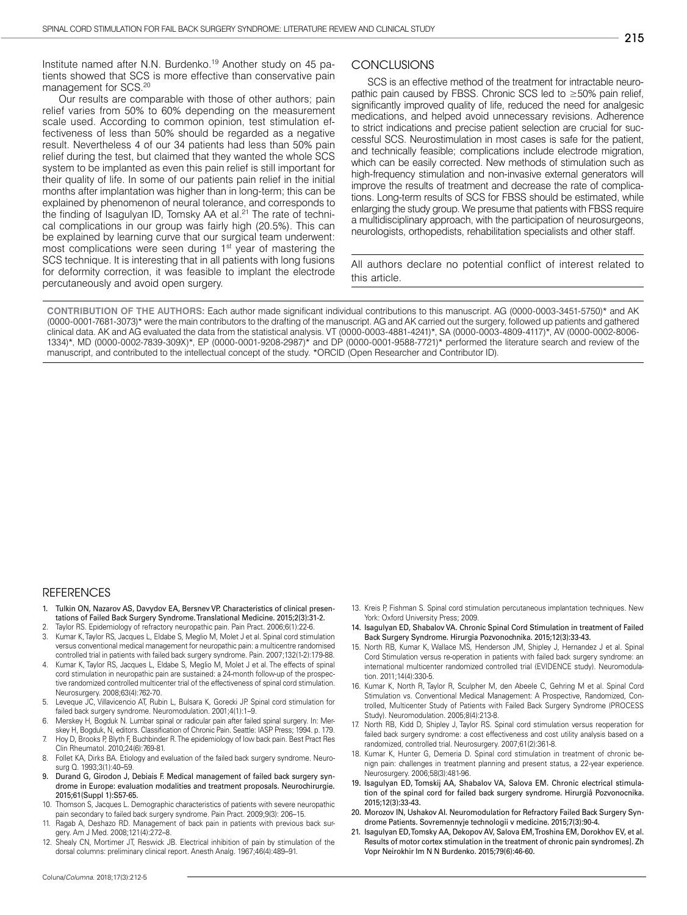Institute named after N.N. Burdenko.[19] Another study on 45 patients showed that SCS is more effective than conservative pain management for SCS.[20]

Our results are comparable with those of other authors; pain relief varies from 50% to 60% depending on the measurement scale used. According to common opinion, test stimulation effectiveness of less than 50% should be regarded as a negative result. Nevertheless 4 of our 34 patients had less than 50% pain relief during the test, but claimed that they wanted the whole SCS system to be implanted as even this pain relief is still important for their quality of life. In some of our patients pain relief in the initial months after implantation was higher than in long-term; this can be explained by phenomenon of neural tolerance, and corresponds to the finding of Isagulyan ID, Tomsky AA et al.[21] The rate of technical complications in our group was fairly high (20.5%). This can be explained by learning curve that our surgical team underwent: most complications were seen during 1st year of mastering the SCS technique. It is interesting that in all patients with long fusions for deformity correction, it was feasible to implant the electrode percutaneously and avoid open surgery.

## CONCLUSIONS

SCS is an effective method of the treatment for intractable neuropathic pain caused by FBSS. Chronic SCS led to ≥50% pain relief, significantly improved quality of life, reduced the need for analgesic medications, and helped avoid unnecessary revisions. Adherence to strict indications and precise patient selection are crucial for successful SCS. Neurostimulation in most cases is safe for the patient, and technically feasible; complications include electrode migration, which can be easily corrected. New methods of stimulation such as high-frequency stimulation and non-invasive external generators will improve the results of treatment and decrease the rate of complications. Long-term results of SCS for FBSS should be estimated, while enlarging the study group. We presume that patients with FBSS require a multidisciplinary approach, with the participation of neurosurgeons, neurologists, orthopedists, rehabilitation specialists and other staff.

All authors declare no potential conflict of interest related to this article.

**CONTRIBUTION OF THE AUTHORS:** Each author made significant individual contributions to this manuscript. AG (0000-0003-3451-5750)* and AK (0000-0001-7681-3073)* were the main contributors to the drafting of the manuscript. AG and AK carried out the surgery, followed up patients and gathered clinical data. AK and AG evaluated the data from the statistical analysis. VT (0000-0003-4881-4241)*, SA (0000-0003-4809-4117)*, AV (0000-0002-8006-1334)*, MD (0000-0002-7839-309X)*, EP (0000-0001-9208-2987)* and DP (0000-0001-9588-7721)* performed the literature search and review of the manuscript, and contributed to the intellectual concept of the study. *ORCID (Open Researcher and Contributor ID).

## REFERENCES

1. Tulkin ON, Nazarov AS, Davydov EA, Bersnev VP. Characteristics of clinical presentations of Failed Back Surgery Syndrome. Translational Medicine. 2015;2(3):31-2.
2. Taylor RS. Epidemiology of refractory neuropathic pain. Pain Pract. 2006;6(1):22-6.
3. Kumar K, Taylor RS, Jacques L, Eldabe S, Meglio M, Molet J et al. Spinal cord stimulation versus conventional medical management for neuropathic pain: a multicentre randomised controlled trial in patients with failed back surgery syndrome. Pain. 2007;132(1-2):179-88.
4. Kumar K, Taylor RS, Jacques L, Eldabe S, Meglio M, Molet J et al. The effects of spinal cord stimulation in neuropathic pain are sustained: a 24-month follow-up of the prospective randomized controlled multicenter trial of the effectiveness of spinal cord stimulation. Neurosurgery. 2008;63(4):762-70.
5. Leveque JC, Villavicencio AT, Rubin L, Bulsara K, Gorecki JP. Spinal cord stimulation for failed back surgery syndrome. Neuromodulation. 2001;4(1):1–9.
6. Merskey H, Bogduk N. Lumbar spinal or radicular pain after failed spinal surgery. In: Merskey H, Bogduk, N, editors. Classification of Chronic Pain. Seattle: IASP Press; 1994. p. 179.
7. Hoy D, Brooks P, Blyth F, Buchbinder R. The epidemiology of low back pain. Best Pract Res Clin Rheumatol. 2010;24(6):769-81.
8. Follet KA, Dirks BA. Etiology and evaluation of the failed back surgery syndrome. Neurosurg Q. 1993;3(1):40–59.
9. Durand G, Girodon J, Debiais F. Medical management of failed back surgery syndrome in Europe: evaluation modalities and treatment proposals. Neurochirurgie. 2015;61(Suppl 1):S57-65.
10. Thomson S, Jacques L. Demographic characteristics of patients with severe neuropathic pain secondary to failed back surgery syndrome. Pain Pract. 2009;9(3): 206–15.
11. Ragab A, Deshazo RD. Management of back pain in patients with previous back surgery. Am J Med. 2008;121(4):272–8.
12. Shealy CN, Mortimer JT, Reswick JB. Electrical inhibition of pain by stimulation of the dorsal columns: preliminary clinical report. Anesth Analg. 1967;46(4):489–91.
13. Kreis P, Fishman S. Spinal cord stimulation percutaneous implantation techniques. New York: Oxford University Press; 2009.
14. Isagulyan ED, Shabalov VA. Chronic Spinal Cord Stimulation in treatment of Failed Back Surgery Syndrome. Hirurgia Pozvonochnika. 2015;12(3):33-43.
15. North RB, Kumar K, Wallace MS, Henderson JM, Shipley J, Hernandez J et al. Spinal Cord Stimulation versus re-operation in patients with failed back surgery syndrome: an international multicenter randomized controlled trial (EVIDENCE study). Neuromodulation. 2011;14(4):330-5.
16. Kumar K, North R, Taylor R, Sculpher M, den Abeele C, Gehring M et al. Spinal Cord Stimulation vs. Conventional Medical Management: A Prospective, Randomized, Controlled, Multicenter Study of Patients with Failed Back Surgery Syndrome (PROCESS Study). Neuromodulation. 2005;8(4):213-8.
17. North RB, Kidd D, Shipley J, Taylor RS. Spinal cord stimulation versus reoperation for failed back surgery syndrome: a cost effectiveness and cost utility analysis based on a randomized, controlled trial. Neurosurgery. 2007;61(2):361-8.
18. Kumar K, Hunter G, Demeria D. Spinal cord stimulation in treatment of chronic benign pain: challenges in treatment planning and present status, a 22-year experience. Neurosurgery. 2006;58(3):481-96.
19. Isagulyan ED, Tomskij AA, Shabalov VA, Salova EM. Chronic electrical stimulation of the spinal cord for failed back surgery syndrome. Hirurgiâ Pozvonocnika. 2015;12(3):33-43.
20. Morozov IN, Ushakov AI. Neuromodulation for Refractory Failed Back Surgery Syndrome Patients. Sovremennyje technologii v medicine. 2015;7(3):90-4.
21. Isagulyan ED, Tomsky AA, Dekopov AV, Salova EM, Troshina EM, Dorokhov EV, et al. Results of motor cortex stimulation in the treatment of chronic pain syndromes]. Zh Vopr Neirokhir Im N N Burdenko. 2015;79(6):46-60.